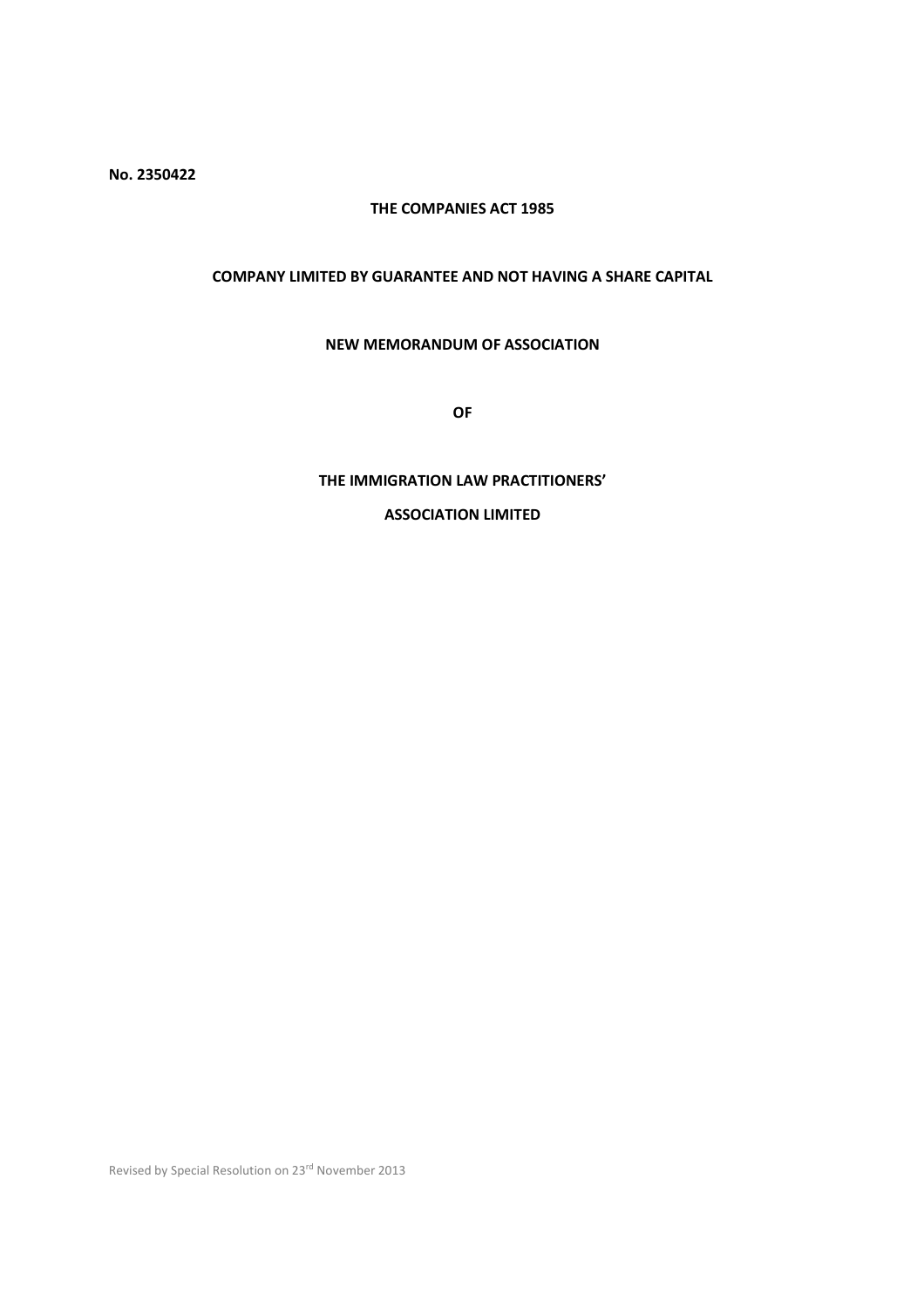**No. 2350422**

**THE COMPANIES ACT 1985**

**COMPANY LIMITED BY GUARANTEE AND NOT HAVING A SHARE CAPITAL**

**NEW MEMORANDUM OF ASSOCIATION**

**OF**

**THE IMMIGRATION LAW PRACTITIONERS'**

**ASSOCIATION LIMITED**

Revised by Special Resolution on 23rd November 2013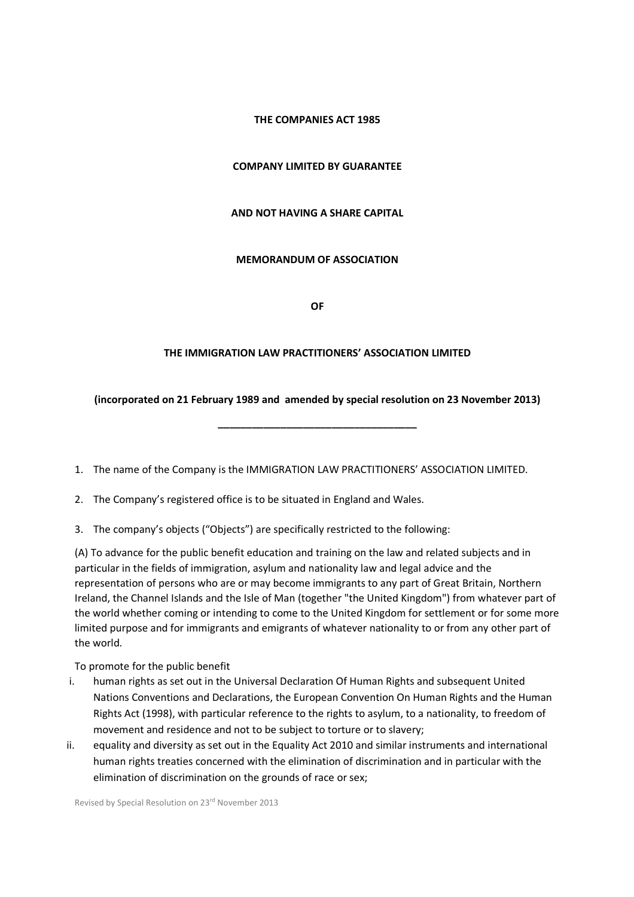**THE COMPANIES ACT 1985**

**COMPANY LIMITED BY GUARANTEE**

**AND NOT HAVING A SHARE CAPITAL**

**MEMORANDUM OF ASSOCIATION**

**OF**

**THE IMMIGRATION LAW PRACTITIONERS' ASSOCIATION LIMITED**

**(incorporated on 21 February 1989 and amended by special resolution on 23 November 2013)**

---

1. The name of the Company is the IMMIGRATION LAW PRACTITIONERS' ASSOCIATION LIMITED.

2. The Company's registered office is to be situated in England and Wales.

3. The company's objects ("Objects") are specifically restricted to the following:

(A) To advance for the public benefit education and training on the law and related subjects and in particular in the fields of immigration, asylum and nationality law and legal advice and the representation of persons who are or may become immigrants to any part of Great Britain, Northern Ireland, the Channel Islands and the Isle of Man (together "the United Kingdom") from whatever part of the world whether coming or intending to come to the United Kingdom for settlement or for some more limited purpose and for immigrants and emigrants of whatever nationality to or from any other part of the world.

To promote for the public benefit

i. human rights as set out in the Universal Declaration Of Human Rights and subsequent United Nations Conventions and Declarations, the European Convention On Human Rights and the Human Rights Act (1998), with particular reference to the rights to asylum, to a nationality, to freedom of movement and residence and not to be subject to torture or to slavery;

ii. equality and diversity as set out in the Equality Act 2010 and similar instruments and international human rights treaties concerned with the elimination of discrimination and in particular with the elimination of discrimination on the grounds of race or sex;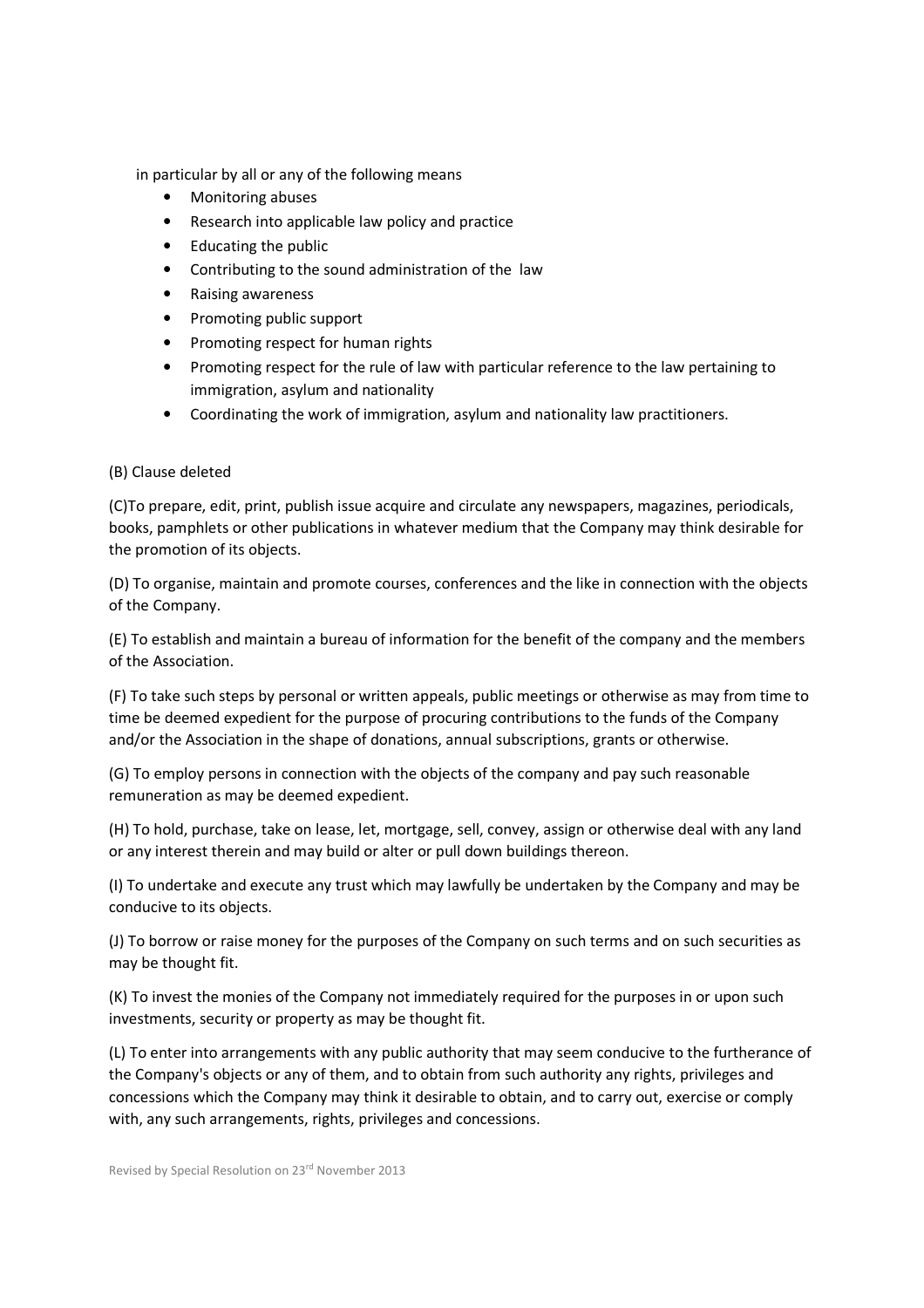in particular by all or any of the following means

- Monitoring abuses
- Research into applicable law policy and practice
- Educating the public
- Contributing to the sound administration of the law
- Raising awareness
- Promoting public support
- Promoting respect for human rights
- Promoting respect for the rule of law with particular reference to the law pertaining to immigration, asylum and nationality
- Coordinating the work of immigration, asylum and nationality law practitioners.

(B) Clause deleted

(C)To prepare, edit, print, publish issue acquire and circulate any newspapers, magazines, periodicals, books, pamphlets or other publications in whatever medium that the Company may think desirable for the promotion of its objects.

(D) To organise, maintain and promote courses, conferences and the like in connection with the objects of the Company.

(E) To establish and maintain a bureau of information for the benefit of the company and the members of the Association.

(F) To take such steps by personal or written appeals, public meetings or otherwise as may from time to time be deemed expedient for the purpose of procuring contributions to the funds of the Company and/or the Association in the shape of donations, annual subscriptions, grants or otherwise.

(G) To employ persons in connection with the objects of the company and pay such reasonable remuneration as may be deemed expedient.

(H) To hold, purchase, take on lease, let, mortgage, sell, convey, assign or otherwise deal with any land or any interest therein and may build or alter or pull down buildings thereon.

(I) To undertake and execute any trust which may lawfully be undertaken by the Company and may be conducive to its objects.

(J) To borrow or raise money for the purposes of the Company on such terms and on such securities as may be thought fit.

(K) To invest the monies of the Company not immediately required for the purposes in or upon such investments, security or property as may be thought fit.

(L) To enter into arrangements with any public authority that may seem conducive to the furtherance of the Company's objects or any of them, and to obtain from such authority any rights, privileges and concessions which the Company may think it desirable to obtain, and to carry out, exercise or comply with, any such arrangements, rights, privileges and concessions.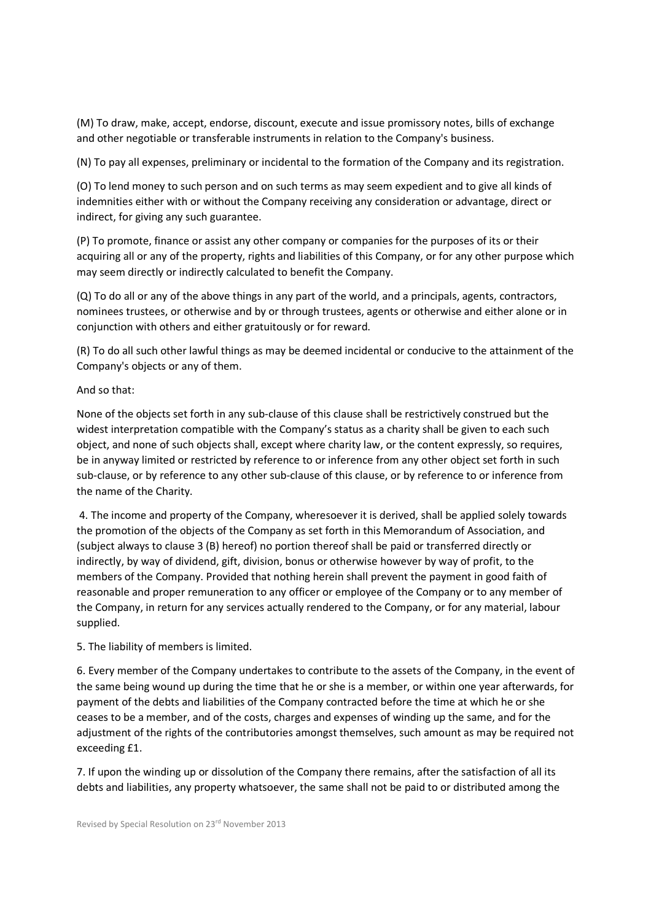(M) To draw, make, accept, endorse, discount, execute and issue promissory notes, bills of exchange and other negotiable or transferable instruments in relation to the Company's business.

(N) To pay all expenses, preliminary or incidental to the formation of the Company and its registration.

(O) To lend money to such person and on such terms as may seem expedient and to give all kinds of indemnities either with or without the Company receiving any consideration or advantage, direct or indirect, for giving any such guarantee.

(P) To promote, finance or assist any other company or companies for the purposes of its or their acquiring all or any of the property, rights and liabilities of this Company, or for any other purpose which may seem directly or indirectly calculated to benefit the Company.

(Q) To do all or any of the above things in any part of the world, and a principals, agents, contractors, nominees trustees, or otherwise and by or through trustees, agents or otherwise and either alone or in conjunction with others and either gratuitously or for reward.

(R) To do all such other lawful things as may be deemed incidental or conducive to the attainment of the Company's objects or any of them.

And so that:

None of the objects set forth in any sub-clause of this clause shall be restrictively construed but the widest interpretation compatible with the Company's status as a charity shall be given to each such object, and none of such objects shall, except where charity law, or the content expressly, so requires, be in anyway limited or restricted by reference to or inference from any other object set forth in such sub-clause, or by reference to any other sub-clause of this clause, or by reference to or inference from the name of the Charity.

4. The income and property of the Company, wheresoever it is derived, shall be applied solely towards the promotion of the objects of the Company as set forth in this Memorandum of Association, and (subject always to clause 3 (B) hereof) no portion thereof shall be paid or transferred directly or indirectly, by way of dividend, gift, division, bonus or otherwise however by way of profit, to the members of the Company. Provided that nothing herein shall prevent the payment in good faith of reasonable and proper remuneration to any officer or employee of the Company or to any member of the Company, in return for any services actually rendered to the Company, or for any material, labour supplied.

5. The liability of members is limited.

6. Every member of the Company undertakes to contribute to the assets of the Company, in the event of the same being wound up during the time that he or she is a member, or within one year afterwards, for payment of the debts and liabilities of the Company contracted before the time at which he or she ceases to be a member, and of the costs, charges and expenses of winding up the same, and for the adjustment of the rights of the contributories amongst themselves, such amount as may be required not exceeding £1.

7. If upon the winding up or dissolution of the Company there remains, after the satisfaction of all its debts and liabilities, any property whatsoever, the same shall not be paid to or distributed among the

Revised by Special Resolution on 23rd November 2013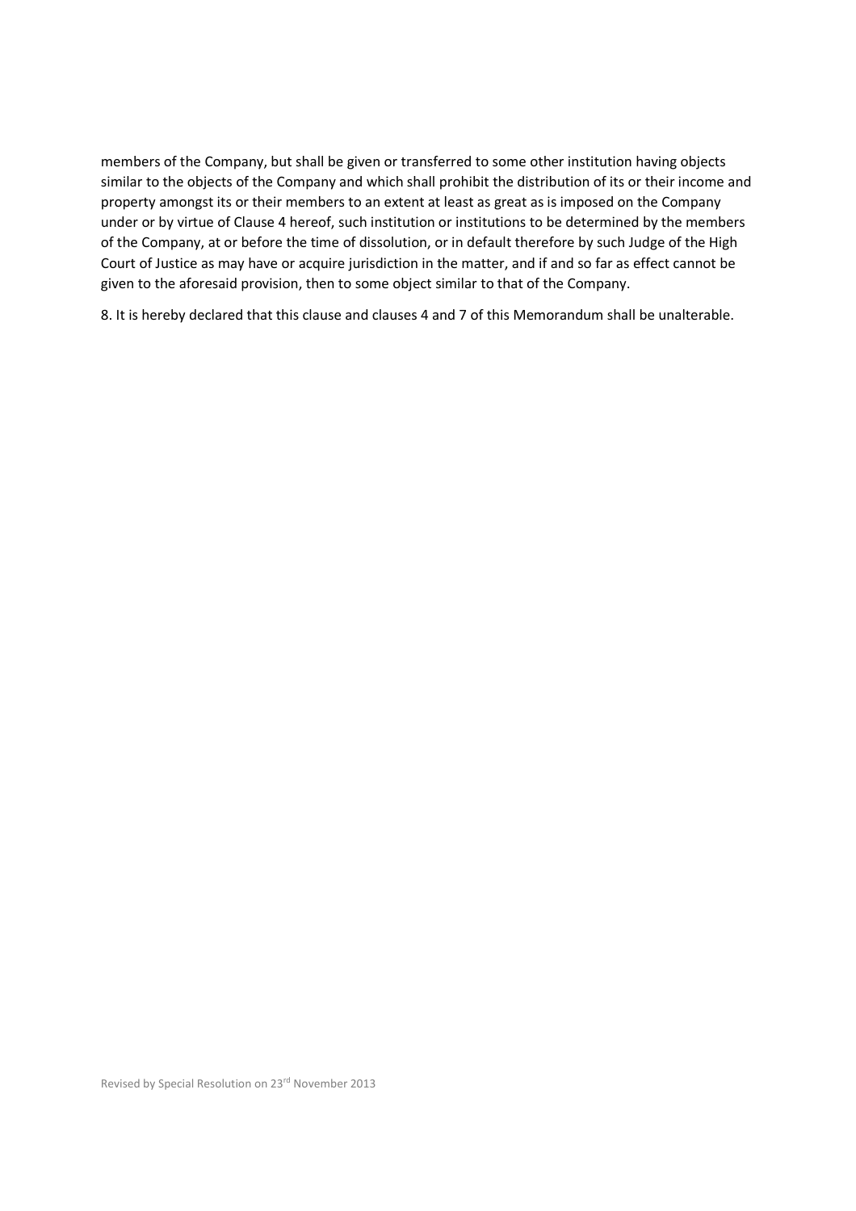members of the Company, but shall be given or transferred to some other institution having objects similar to the objects of the Company and which shall prohibit the distribution of its or their income and property amongst its or their members to an extent at least as great as is imposed on the Company under or by virtue of Clause 4 hereof, such institution or institutions to be determined by the members of the Company, at or before the time of dissolution, or in default therefore by such Judge of the High Court of Justice as may have or acquire jurisdiction in the matter, and if and so far as effect cannot be given to the aforesaid provision, then to some object similar to that of the Company.

8. It is hereby declared that this clause and clauses 4 and 7 of this Memorandum shall be unalterable.